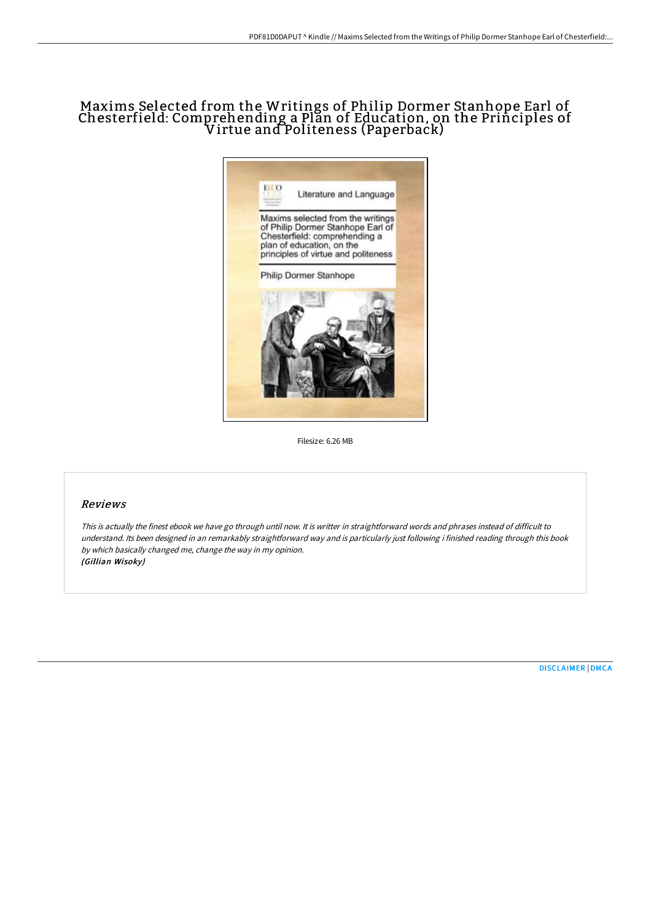# Maxims Selected from the Writings of Philip Dormer Stanhope Earl of Chesterfield: Comprehending a Plan of Education, on the Principles of Virtue and Politeness (Paperback)

Filesize: 6.26 MB

## *Reviews*

*This is actually the finest ebook we have go through until now. It is writter in straightforward words and phrases instead of difficult to understand. Its been designed in an remarkably straightforward way and is particularly just following i finished reading through this book by which basically changed me, change the way in my opinion.*
***(Gillian Wisoky)***

DISCLAIMER | DMCA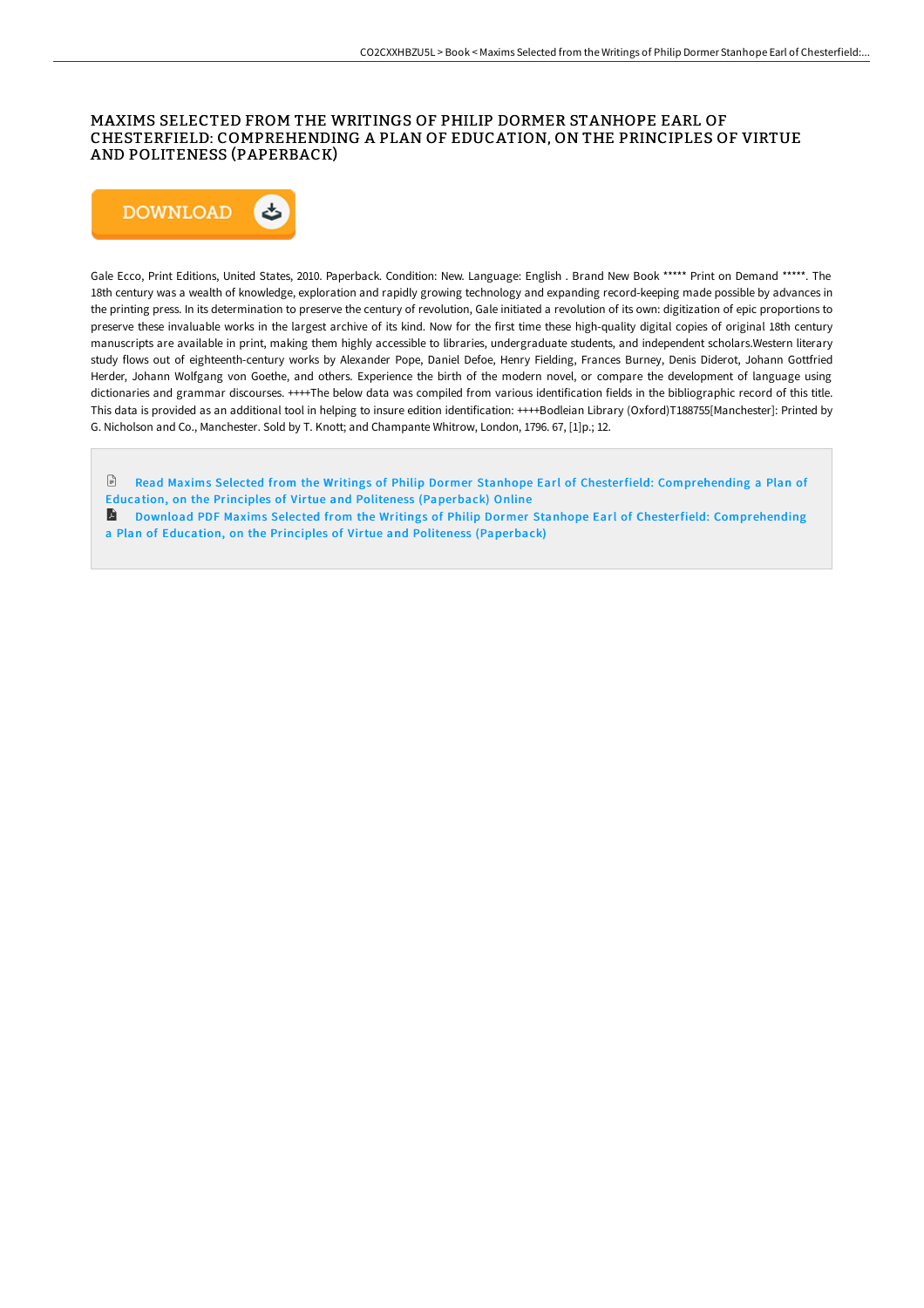# MAXIMS SELECTED FROM THE WRITINGS OF PHILIP DORMER STANHOPE EARL OF CHESTERFIELD: COMPREHENDING A PLAN OF EDUCATION, ON THE PRINCIPLES OF VIRTUE AND POLITENESS (PAPERBACK)

DOWNLOAD

Gale Ecco, Print Editions, United States, 2010. Paperback. Condition: New. Language: English . Brand New Book ***** Print on Demand *****. The 18th century was a wealth of knowledge, exploration and rapidly growing technology and expanding record-keeping made possible by advances in the printing press. In its determination to preserve the century of revolution, Gale initiated a revolution of its own: digitization of epic proportions to preserve these invaluable works in the largest archive of its kind. Now for the first time these high-quality digital copies of original 18th century manuscripts are available in print, making them highly accessible to libraries, undergraduate students, and independent scholars.Western literary study flows out of eighteenth-century works by Alexander Pope, Daniel Defoe, Henry Fielding, Frances Burney, Denis Diderot, Johann Gottfried Herder, Johann Wolfgang von Goethe, and others. Experience the birth of the modern novel, or compare the development of language using dictionaries and grammar discourses. ++++The below data was compiled from various identification fields in the bibliographic record of this title. This data is provided as an additional tool in helping to insure edition identification: ++++Bodleian Library (Oxford)T188755[Manchester]: Printed by G. Nicholson and Co., Manchester. Sold by T. Knott; and Champante Whitrow, London, 1796. 67, [1]p.; 12.

Read Maxims Selected from the Writings of Philip Dormer Stanhope Earl of Chesterfield: Comprehending a Plan of Education, on the Principles of Virtue and Politeness (Paperback) Online

Download PDF Maxims Selected from the Writings of Philip Dormer Stanhope Earl of Chesterfield: Comprehending a Plan of Education, on the Principles of Virtue and Politeness (Paperback)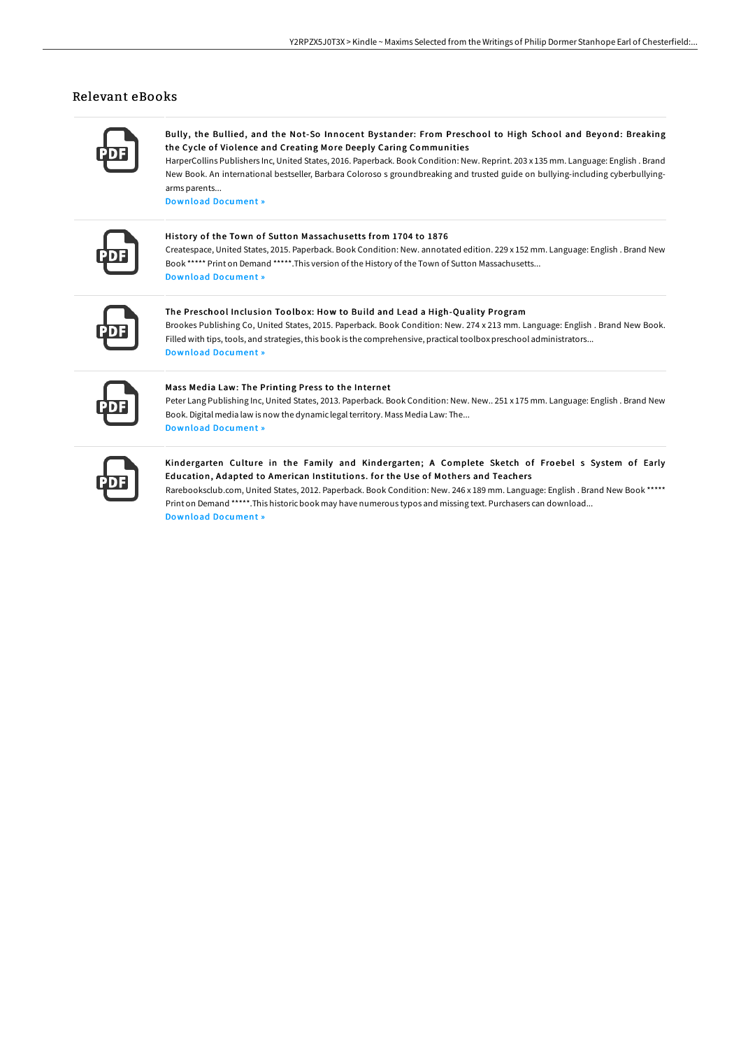## Relevant eBooks

**Bully, the Bullied, and the Not-So Innocent Bystander: From Preschool to High School and Beyond: Breaking the Cycle of Violence and Creating More Deeply Caring Communities**

HarperCollins Publishers Inc, United States, 2016. Paperback. Book Condition: New. Reprint. 203 x 135 mm. Language: English . Brand New Book. An international bestseller, Barbara Coloroso s groundbreaking and trusted guide on bullying-including cyberbullying-arms parents...

Download Document »

**History of the Town of Sutton Massachusetts from 1704 to 1876**

Createspace, United States, 2015. Paperback. Book Condition: New. annotated edition. 229 x 152 mm. Language: English . Brand New Book ***** Print on Demand *****.This version of the History of the Town of Sutton Massachusetts...

Download Document »

**The Preschool Inclusion Toolbox: How to Build and Lead a High-Quality Program**

Brookes Publishing Co, United States, 2015. Paperback. Book Condition: New. 274 x 213 mm. Language: English . Brand New Book. Filled with tips, tools, and strategies, this book is the comprehensive, practical toolbox preschool administrators...

Download Document »

**Mass Media Law: The Printing Press to the Internet**

Peter Lang Publishing Inc, United States, 2013. Paperback. Book Condition: New. New.. 251 x 175 mm. Language: English . Brand New Book. Digital media law is now the dynamic legal territory. Mass Media Law: The...

Download Document »

**Kindergarten Culture in the Family and Kindergarten; A Complete Sketch of Froebel s System of Early Education, Adapted to American Institutions. for the Use of Mothers and Teachers**

Rarebooksclub.com, United States, 2012. Paperback. Book Condition: New. 246 x 189 mm. Language: English . Brand New Book ***** Print on Demand *****.This historic book may have numerous typos and missing text. Purchasers can download...

Download Document »